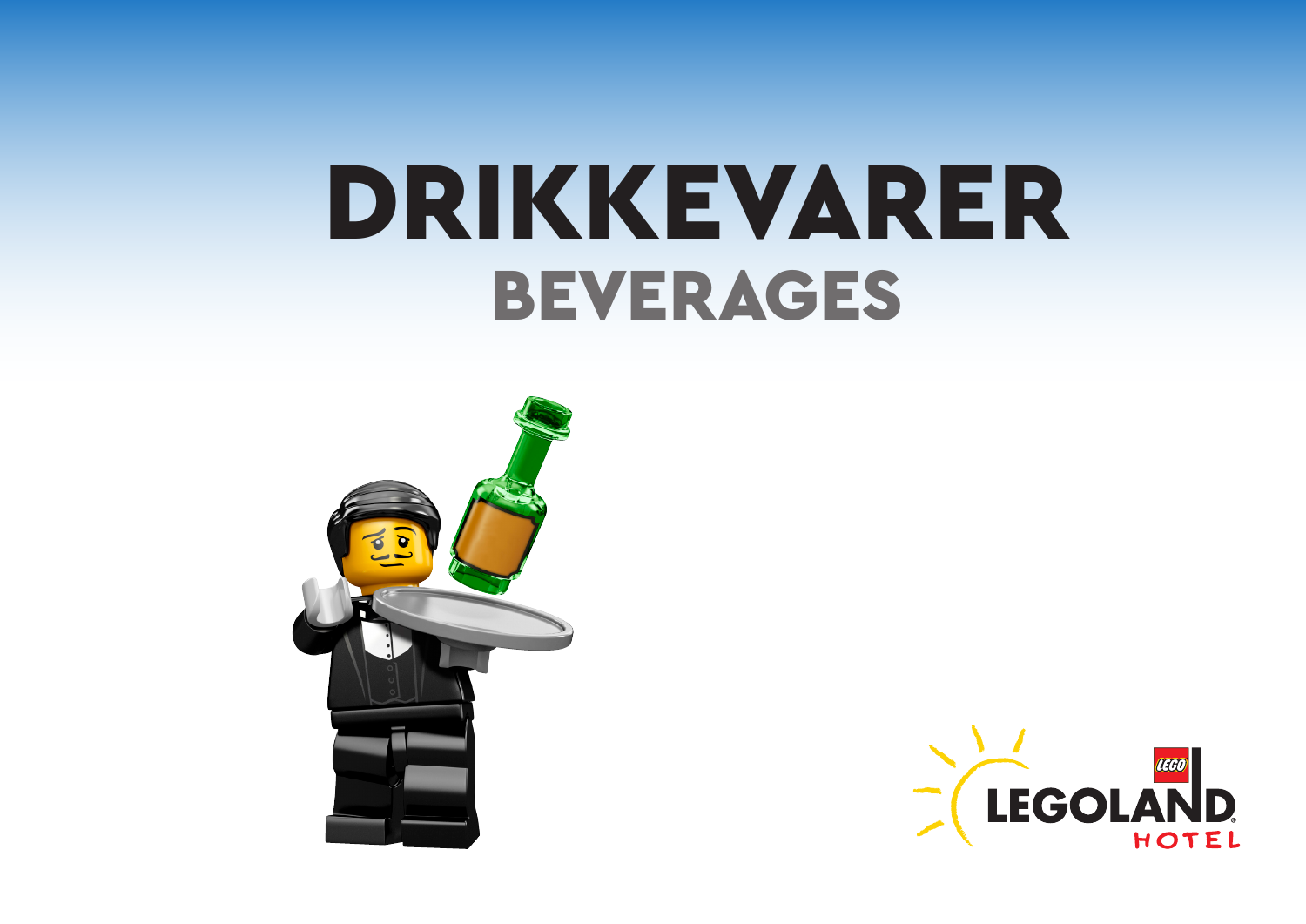# DRIKKEVARER

## BEVERAGES

LEGOLAND HOTEL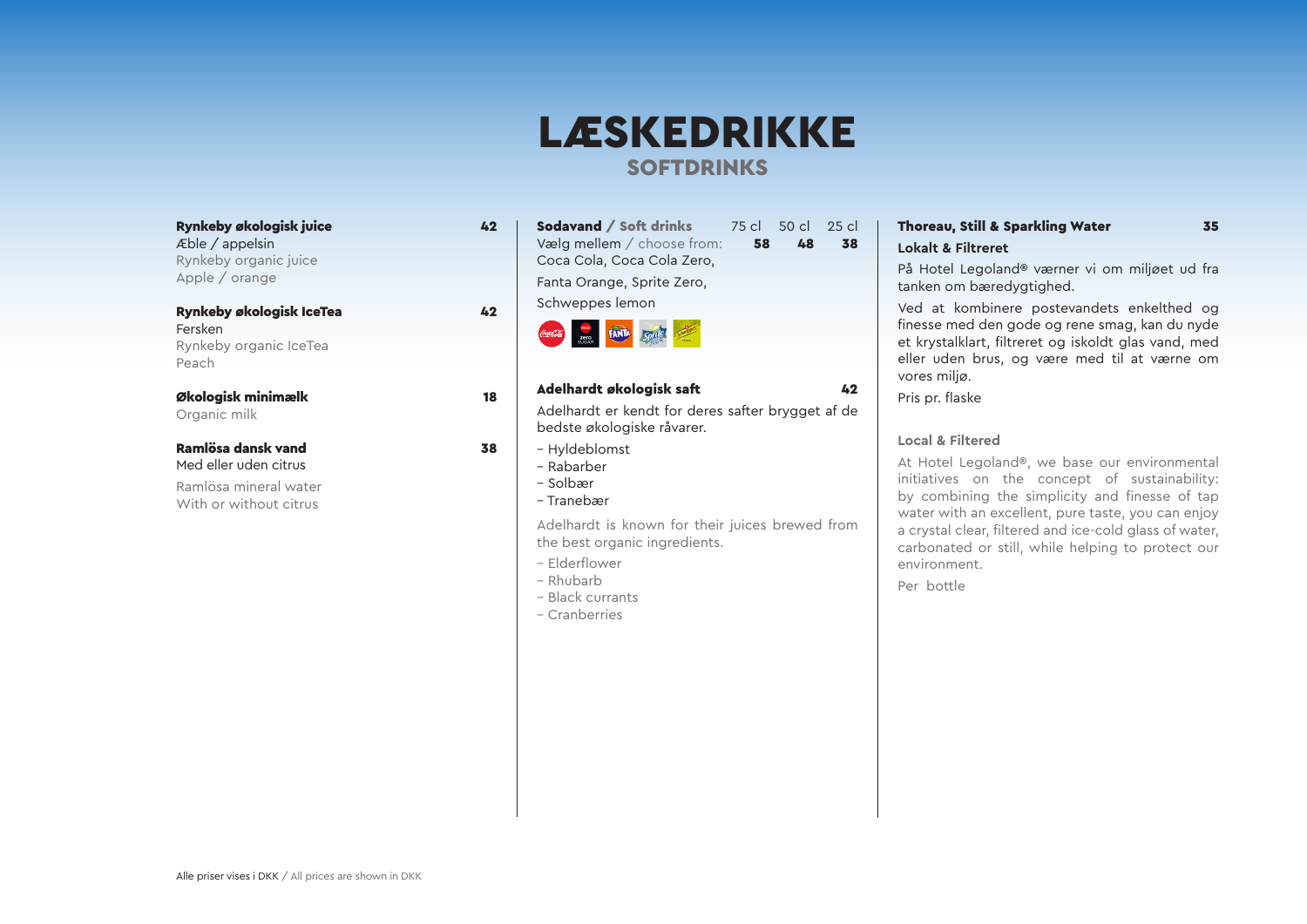# LÆSKEDRIKKE

## SOFTDRINKS

**Rynkeby økologisk juice** **42**
Æble / appelsin
Rynkeby organic juice
Apple / orange

**Rynkeby økologisk IceTea** **42**
Fersken
Rynkeby organic IceTea
Peach

**Økologisk minimælk** **18**
Organic milk

**Ramlösa dansk vand** **38**
Med eller uden citrus
Ramlösa mineral water
With or without citrus

| **Sodavand / Soft drinks** | 75 cl | 50 cl | 25 cl |
| --- | --- | --- | --- |
| Vælg mellem / choose from: | **58** | **48** | **38** |

Coca Cola, Coca Cola Zero,
Fanta Orange, Sprite Zero,
Schweppes lemon

**Adelhardt økologisk saft** **42**

Adelhardt er kendt for deres safter brygget af de bedste økologiske råvarer.

- Hyldeblomst
- Rabarber
- Solbær
- Tranebær

Adelhardt is known for their juices brewed from the best organic ingredients.

- Elderflower
- Rhubarb
- Black currants
- Cranberries

**Thoreau, Still & Sparkling Water** **35**

**Lokalt & Filtreret**

På Hotel Legoland® værner vi om miljøet ud fra tanken om bæredygtighed.

Ved at kombinere postevandets enkelthed og finesse med den gode og rene smag, kan du nyde et krystalklart, filtreret og iskoldt glas vand, med eller uden brus, og være med til at værne om vores miljø.

Pris pr. flaske

**Local & Filtered**

At Hotel Legoland®, we base our environmental initiatives on the concept of sustainability: by combining the simplicity and finesse of tap water with an excellent, pure taste, you can enjoy a crystal clear, filtered and ice-cold glass of water, carbonated or still, while helping to protect our environment.

Per bottle

Alle priser vises i DKK / All prices are shown in DKK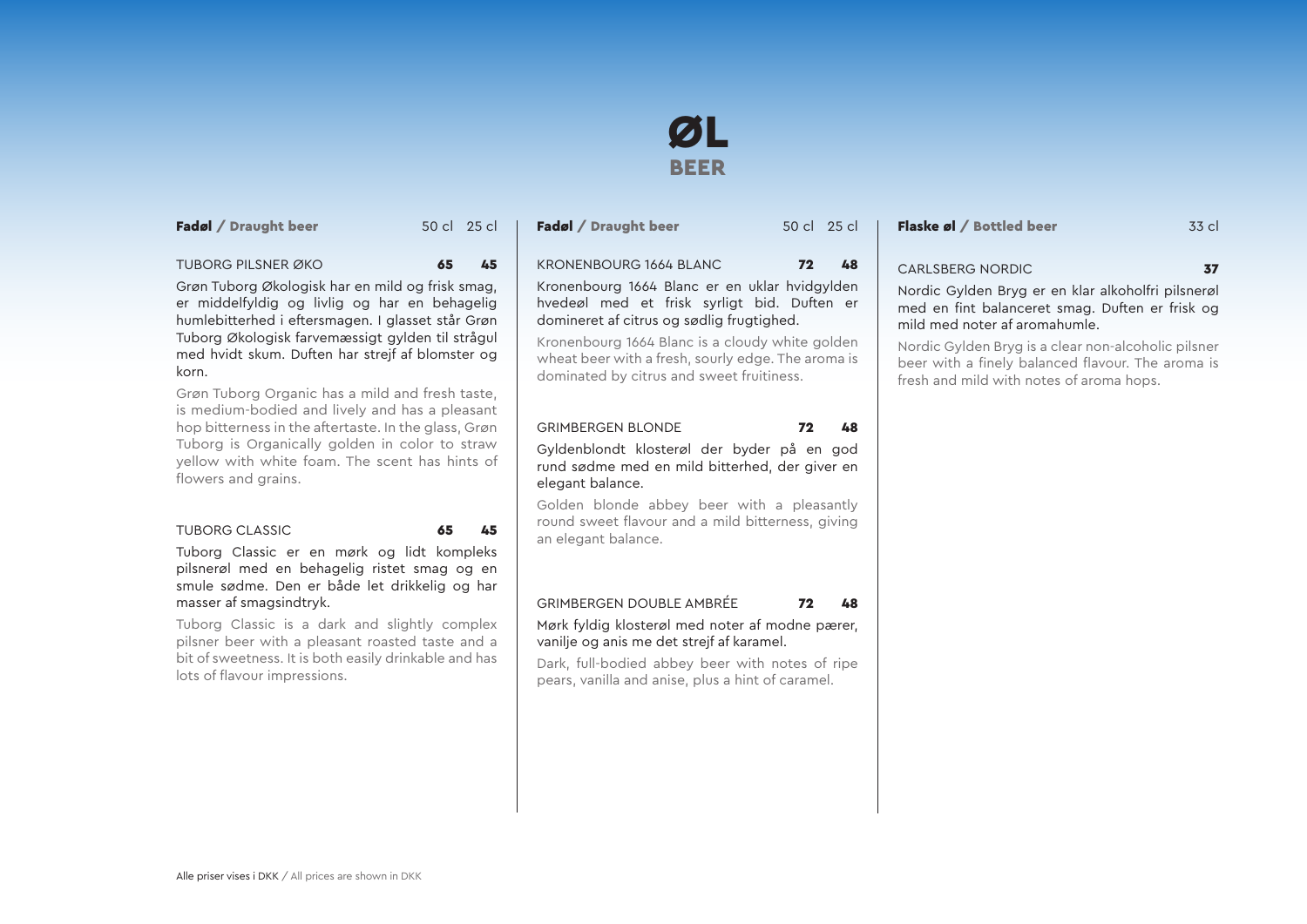# ØL
## BEER

### Fadøl / Draught beer

| | 50 cl | 25 cl |
|---|---|---|
| TUBORG PILSNER ØKO | **65** | **45** |

Grøn Tuborg Økologisk har en mild og frisk smag, er middelfyldig og livlig og har en behagelig humlebitterhed i eftersmagen. I glasset står Grøn Tuborg Økologisk farvemæssigt gylden til strågul med hvidt skum. Duften har strejf af blomster og korn.

Grøn Tuborg Organic has a mild and fresh taste, is medium-bodied and lively and has a pleasant hop bitterness in the aftertaste. In the glass, Grøn Tuborg is Organically golden in color to straw yellow with white foam. The scent has hints of flowers and grains.

| | 50 cl | 25 cl |
|---|---|---|
| TUBORG CLASSIC | **65** | **45** |

Tuborg Classic er en mørk og lidt kompleks pilsnerøl med en behagelig ristet smag og en smule sødme. Den er både let drikkelig og har masser af smagsindtryk.

Tuborg Classic is a dark and slightly complex pilsner beer with a pleasant roasted taste and a bit of sweetness. It is both easily drinkable and has lots of flavour impressions.

### Fadøl / Draught beer

| | 50 cl | 25 cl |
|---|---|---|
| KRONENBOURG 1664 BLANC | **72** | **48** |

Kronenbourg 1664 Blanc er en uklar hvidgylden hvedeøl med et frisk syrligt bid. Duften er domineret af citrus og sødlig frugtighed.

Kronenbourg 1664 Blanc is a cloudy white golden wheat beer with a fresh, sourly edge. The aroma is dominated by citrus and sweet fruitiness.

| | 50 cl | 25 cl |
|---|---|---|
| GRIMBERGEN BLONDE | **72** | **48** |

Gyldenblondt klosterøl der byder på en god rund sødme med en mild bitterhed, der giver en elegant balance.

Golden blonde abbey beer with a pleasantly round sweet flavour and a mild bitterness, giving an elegant balance.

| | 50 cl | 25 cl |
|---|---|---|
| GRIMBERGEN DOUBLE AMBRÉE | **72** | **48** |

Mørk fyldig klosterøl med noter af modne pærer, vanilje og anis me det strejf af karamel.

Dark, full-bodied abbey beer with notes of ripe pears, vanilla and anise, plus a hint of caramel.

### Flaske øl / Bottled beer

| | 33 cl |
|---|---|
| CARLSBERG NORDIC | **37** |

Nordic Gylden Bryg er en klar alkoholfri pilsnerøl med en fint balanceret smag. Duften er frisk og mild med noter af aromahumle.

Nordic Gylden Bryg is a clear non-alcoholic pilsner beer with a finely balanced flavour. The aroma is fresh and mild with notes of aroma hops.

Alle priser vises i DKK / All prices are shown in DKK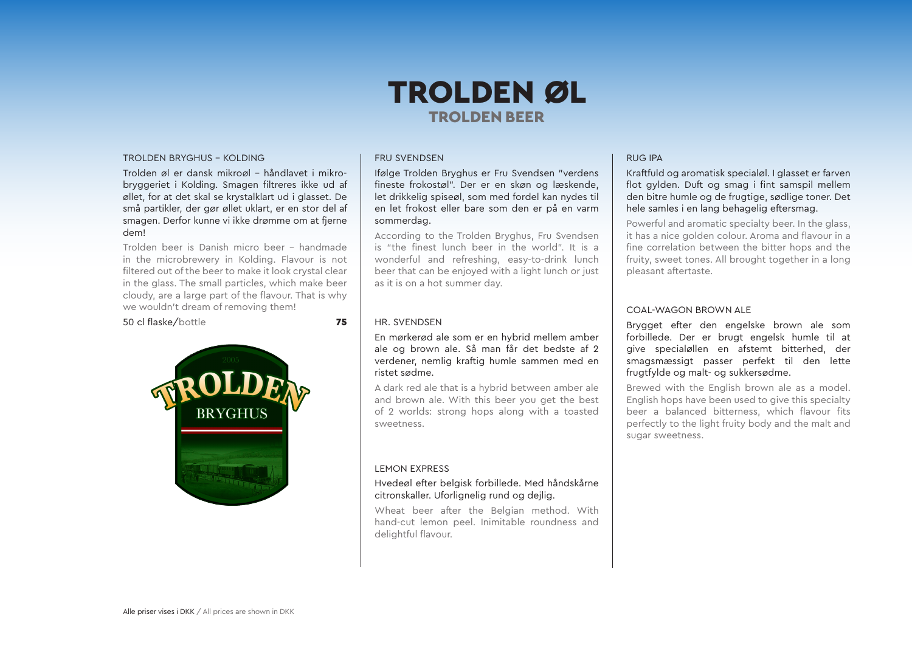# TROLDEN ØL

## TROLDEN BEER

### TROLDEN BRYGHUS – KOLDING

Trolden øl er dansk mikroøl – håndlavet i mikrobryggeriet i Kolding. Smagen filtreres ikke ud af øllet, for at det skal se krystalklart ud i glasset. De små partikler, der gør øllet uklart, er en stor del af smagen. Derfor kunne vi ikke drømme om at fjerne dem!

Trolden beer is Danish micro beer – handmade in the microbrewery in Kolding. Flavour is not filtered out of the beer to make it look crystal clear in the glass. The small particles, which make beer cloudy, are a large part of the flavour. That is why we wouldn't dream of removing them!

50 cl flaske/bottle **75**

### FRU SVENDSEN

Ifølge Trolden Bryghus er Fru Svendsen "verdens fineste frokostøl". Der er en skøn og læskende, let drikkelig spiseøl, som med fordel kan nydes til en let frokost eller bare som den er på en varm sommerdag.

According to the Trolden Bryghus, Fru Svendsen is "the finest lunch beer in the world". It is a wonderful and refreshing, easy-to-drink lunch beer that can be enjoyed with a light lunch or just as it is on a hot summer day.

### HR. SVENDSEN

En mørkerød ale som er en hybrid mellem amber ale og brown ale. Så man får det bedste af 2 verdener, nemlig kraftig humle sammen med en ristet sødme.

A dark red ale that is a hybrid between amber ale and brown ale. With this beer you get the best of 2 worlds: strong hops along with a toasted sweetness.

### LEMON EXPRESS

Hvedeøl efter belgisk forbillede. Med håndskårne citronskaller. Uforlignelig rund og dejlig.

Wheat beer after the Belgian method. With hand-cut lemon peel. Inimitable roundness and delightful flavour.

### RUG IPA

Kraftfuld og aromatisk specialøl. I glasset er farven flot gylden. Duft og smag i fint samspil mellem den bitre humle og de frugtige, sødlige toner. Det hele samles i en lang behagelig eftersmag.

Powerful and aromatic specialty beer. In the glass, it has a nice golden colour. Aroma and flavour in a fine correlation between the bitter hops and the fruity, sweet tones. All brought together in a long pleasant aftertaste.

### COAL-WAGON BROWN ALE

Brygget efter den engelske brown ale som forbillede. Der er brugt engelsk humle til at give specialøllen en afstemt bitterhed, der smagsmæssigt passer perfekt til den lette frugtfylde og malt- og sukkersødme.

Brewed with the English brown ale as a model. English hops have been used to give this specialty beer a balanced bitterness, which flavour fits perfectly to the light fruity body and the malt and sugar sweetness.

Alle priser vises i DKK / All prices are shown in DKK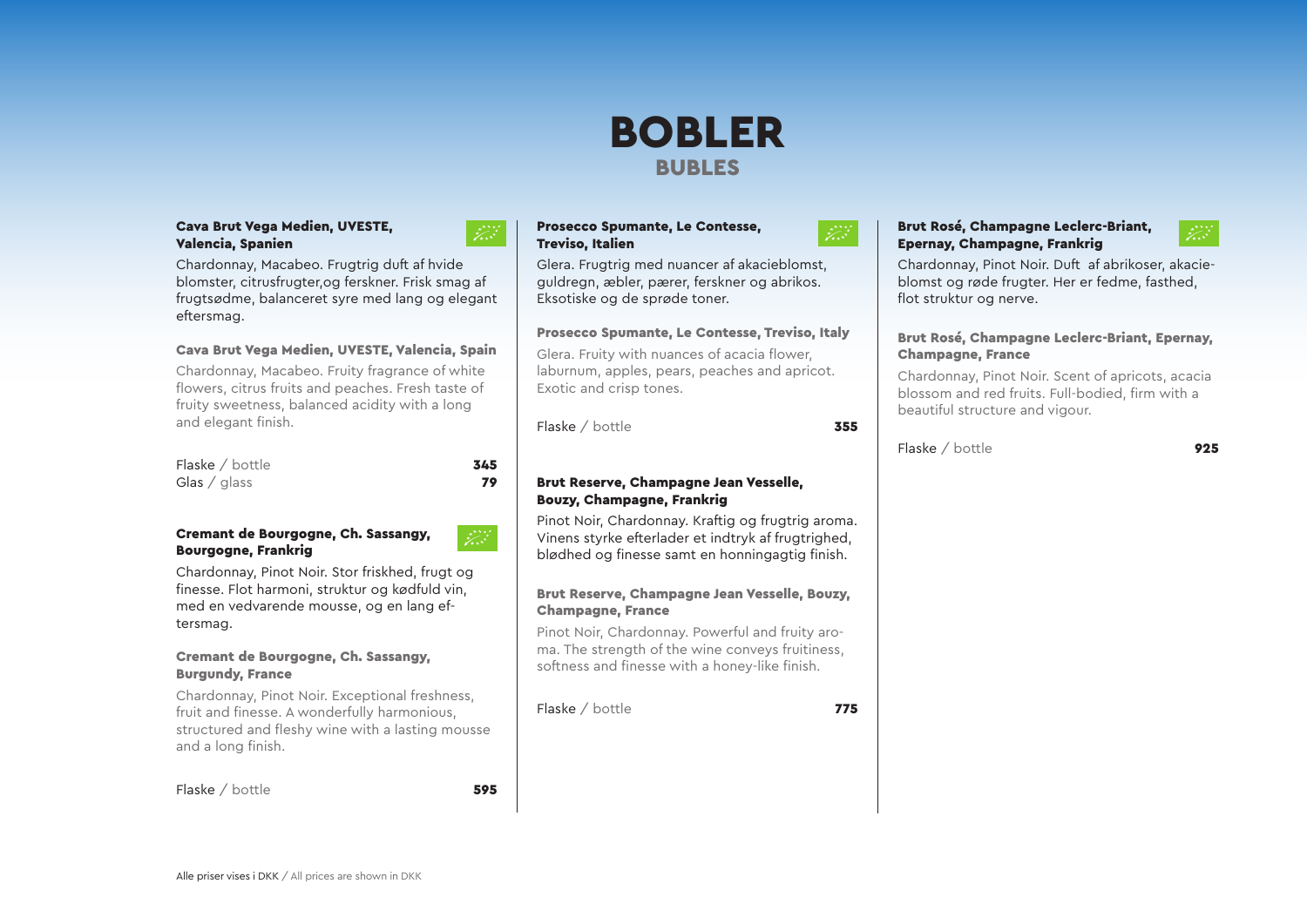# BOBLER

## BUBLES

### Cava Brut Vega Medien, UVESTE, Valencia, Spanien

Chardonnay, Macabeo. Frugtrig duft af hvide blomster, citrusfrugter,og ferskner. Frisk smag af frugtsødme, balanceret syre med lang og elegant eftersmag.

**Cava Brut Vega Medien, UVESTE, Valencia, Spain**

Chardonnay, Macabeo. Fruity fragrance of white flowers, citrus fruits and peaches. Fresh taste of fruity sweetness, balanced acidity with a long and elegant finish.

| | |
|---|---|
| Flaske / bottle | **345** |
| Glas / glass | **79** |

### Cremant de Bourgogne, Ch. Sassangy, Bourgogne, Frankrig

Chardonnay, Pinot Noir. Stor friskhed, frugt og finesse. Flot harmoni, struktur og kødfuld vin, med en vedvarende mousse, og en lang eftersmag.

**Cremant de Bourgogne, Ch. Sassangy, Burgundy, France**

Chardonnay, Pinot Noir. Exceptional freshness, fruit and finesse. A wonderfully harmonious, structured and fleshy wine with a lasting mousse and a long finish.

Flaske / bottle **595**

### Prosecco Spumante, Le Contesse, Treviso, Italien

Glera. Frugtrig med nuancer af akacieblomst, guldregn, æbler, pærer, ferskner og abrikos. Eksotiske og de sprøde toner.

**Prosecco Spumante, Le Contesse, Treviso, Italy**

Glera. Fruity with nuances of acacia flower, laburnum, apples, pears, peaches and apricot. Exotic and crisp tones.

Flaske / bottle **355**

### Brut Reserve, Champagne Jean Vesselle, Bouzy, Champagne, Frankrig

Pinot Noir, Chardonnay. Kraftig og frugtrig aroma. Vinens styrke efterlader et indtryk af frugtrighed, blødhed og finesse samt en honningagtig finish.

**Brut Reserve, Champagne Jean Vesselle, Bouzy, Champagne, France**

Pinot Noir, Chardonnay. Powerful and fruity aroma. The strength of the wine conveys fruitiness, softness and finesse with a honey-like finish.

Flaske / bottle **775**

### Brut Rosé, Champagne Leclerc-Briant, Epernay, Champagne, Frankrig

Chardonnay, Pinot Noir. Duft af abrikoser, akacieblomst og røde frugter. Her er fedme, fasthed, flot struktur og nerve.

**Brut Rosé, Champagne Leclerc-Briant, Epernay, Champagne, France**

Chardonnay, Pinot Noir. Scent of apricots, acacia blossom and red fruits. Full-bodied, firm with a beautiful structure and vigour.

Flaske / bottle **925**

Alle priser vises i DKK / All prices are shown in DKK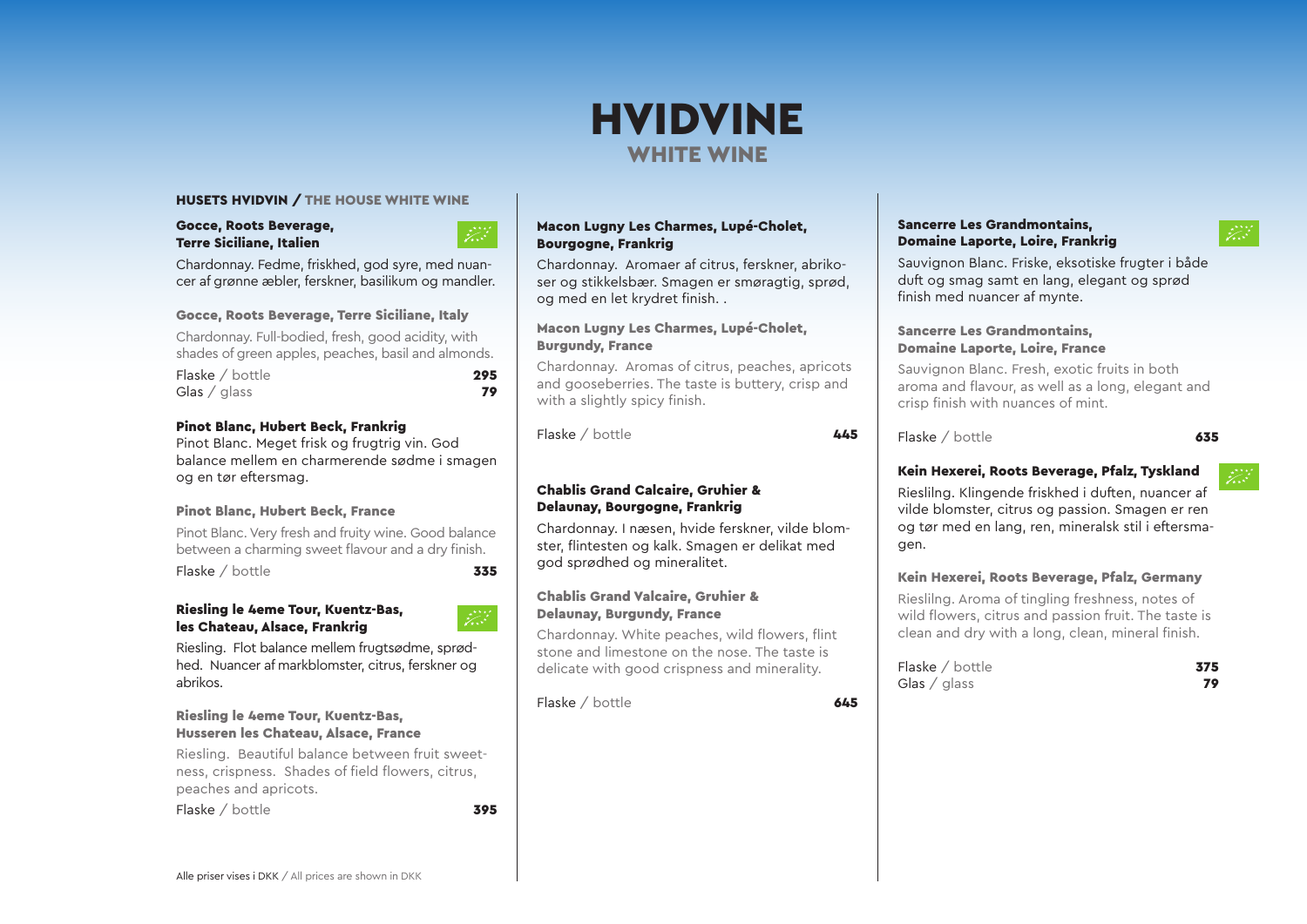# HVIDVINE
## WHITE WINE

### HUSETS HVIDVIN / THE HOUSE WHITE WINE

**Gocce, Roots Beverage, Terre Siciliane, Italien**

Chardonnay. Fedme, friskhed, god syre, med nuancer af grønne æbler, ferskner, basilikum og mandler.

**Gocce, Roots Beverage, Terre Siciliane, Italy**

Chardonnay. Full-bodied, fresh, good acidity, with shades of green apples, peaches, basil and almonds.

Flaske / bottle **295**
Glas / glass **79**

**Pinot Blanc, Hubert Beck, Frankrig**

Pinot Blanc. Meget frisk og frugtrig vin. God balance mellem en charmerende sødme i smagen og en tør eftersmag.

**Pinot Blanc, Hubert Beck, France**

Pinot Blanc. Very fresh and fruity wine. Good balance between a charming sweet flavour and a dry finish.

Flaske / bottle **335**

**Riesling le 4eme Tour, Kuentz-Bas, les Chateau, Alsace, Frankrig**

Riesling. Flot balance mellem frugtsødme, sprødhed. Nuancer af markblomster, citrus, ferskner og abrikos.

**Riesling le 4eme Tour, Kuentz-Bas, Husseren les Chateau, Alsace, France**

Riesling. Beautiful balance between fruit sweetness, crispness. Shades of field flowers, citrus, peaches and apricots.

Flaske / bottle **395**

**Macon Lugny Les Charmes, Lupé-Cholet, Bourgogne, Frankrig**

Chardonnay. Aromaer af citrus, ferskner, abrikoser og stikkelsbær. Smagen er smøragtig, sprød, og med en let krydret finish. .

**Macon Lugny Les Charmes, Lupé-Cholet, Burgundy, France**

Chardonnay. Aromas of citrus, peaches, apricots and gooseberries. The taste is buttery, crisp and with a slightly spicy finish.

Flaske / bottle **445**

**Chablis Grand Calcaire, Gruhier & Delaunay, Bourgogne, Frankrig**

Chardonnay. I næsen, hvide ferskner, vilde blomster, flintesten og kalk. Smagen er delikat med god sprødhed og mineralitet.

**Chablis Grand Valcaire, Gruhier & Delaunay, Burgundy, France**

Chardonnay. White peaches, wild flowers, flint stone and limestone on the nose. The taste is delicate with good crispness and minerality.

Flaske / bottle **645**

**Sancerre Les Grandmontains, Domaine Laporte, Loire, Frankrig**

Sauvignon Blanc. Friske, eksotiske frugter i både duft og smag samt en lang, elegant og sprød finish med nuancer af mynte.

**Sancerre Les Grandmontains, Domaine Laporte, Loire, France**

Sauvignon Blanc. Fresh, exotic fruits in both aroma and flavour, as well as a long, elegant and crisp finish with nuances of mint.

Flaske / bottle **635**

**Kein Hexerei, Roots Beverage, Pfalz, Tyskland**

Rieslilng. Klingende friskhed i duften, nuancer af vilde blomster, citrus og passion. Smagen er ren og tør med en lang, ren, mineralsk stil i eftersmagen.

**Kein Hexerei, Roots Beverage, Pfalz, Germany**

Rieslilng. Aroma of tingling freshness, notes of wild flowers, citrus and passion fruit. The taste is clean and dry with a long, clean, mineral finish.

Flaske / bottle **375**
Glas / glass **79**

Alle priser vises i DKK / All prices are shown in DKK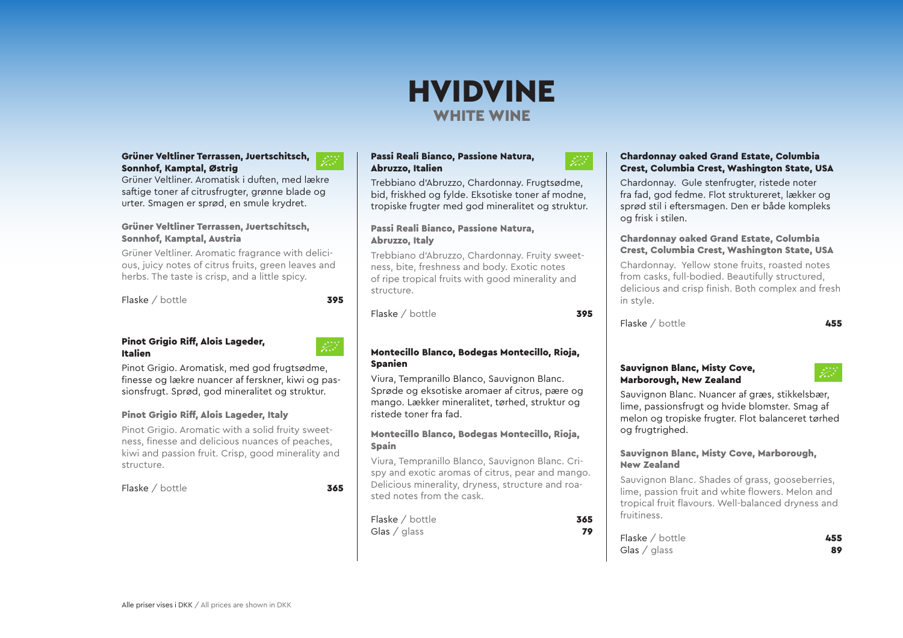# HVIDVINE
## WHITE WINE

**Grüner Veltliner Terrassen, Juertschitsch, Sonnhof, Kamptal, Østrig**

Grüner Veltliner. Aromatisk i duften, med lækre saftige toner af citrusfrugter, grønne blade og urter. Smagen er sprød, en smule krydret.

**Grüner Veltliner Terrassen, Juertschitsch, Sonnhof, Kamptal, Austria**

Grüner Veltliner. Aromatic fragrance with delicious, juicy notes of citrus fruits, green leaves and herbs. The taste is crisp, and a little spicy.

Flaske / bottle **395**

**Pinot Grigio Riff, Alois Lageder, Italien**

Pinot Grigio. Aromatisk, med god frugtsødme, finesse og lækre nuancer af ferskner, kiwi og passionsfrugt. Sprød, god mineralitet og struktur.

**Pinot Grigio Riff, Alois Lageder, Italy**

Pinot Grigio. Aromatic with a solid fruity sweetness, finesse and delicious nuances of peaches, kiwi and passion fruit. Crisp, good minerality and structure.

Flaske / bottle **365**

**Passi Reali Bianco, Passione Natura, Abruzzo, Italien**

Trebbiano d'Abruzzo, Chardonnay. Frugtsødme, bid, friskhed og fylde. Eksotiske toner af modne, tropiske frugter med god mineralitet og struktur.

**Passi Reali Bianco, Passione Natura, Abruzzo, Italy**

Trebbiano d'Abruzzo, Chardonnay. Fruity sweetness, bite, freshness and body. Exotic notes of ripe tropical fruits with good minerality and structure.

Flaske / bottle **395**

**Montecillo Blanco, Bodegas Montecillo, Rioja, Spanien**

Viura, Tempranillo Blanco, Sauvignon Blanc. Sprøde og eksotiske aromaer af citrus, pære og mango. Lækker mineralitet, tørhed, struktur og ristede toner fra fad.

**Montecillo Blanco, Bodegas Montecillo, Rioja, Spain**

Viura, Tempranillo Blanco, Sauvignon Blanc. Crispy and exotic aromas of citrus, pear and mango. Delicious minerality, dryness, structure and roasted notes from the cask.

Flaske / bottle **365**
Glas / glass **79**

**Chardonnay oaked Grand Estate, Columbia Crest, Columbia Crest, Washington State, USA**

Chardonnay. Gule stenfrugter, ristede noter fra fad, god fedme. Flot struktureret, lækker og sprød stil i eftersmagen. Den er både kompleks og frisk i stilen.

**Chardonnay oaked Grand Estate, Columbia Crest, Columbia Crest, Washington State, USA**

Chardonnay. Yellow stone fruits, roasted notes from casks, full-bodied. Beautifully structured, delicious and crisp finish. Both complex and fresh in style.

Flaske / bottle **455**

**Sauvignon Blanc, Misty Cove, Marborough, New Zealand**

Sauvignon Blanc. Nuancer af græs, stikkelsbær, lime, passionsfrugt og hvide blomster. Smag af melon og tropiske frugter. Flot balanceret tørhed og frugtrighed.

**Sauvignon Blanc, Misty Cove, Marborough, New Zealand**

Sauvignon Blanc. Shades of grass, gooseberries, lime, passion fruit and white flowers. Melon and tropical fruit flavours. Well-balanced dryness and fruitiness.

Flaske / bottle **455**
Glas / glass **89**

Alle priser vises i DKK / All prices are shown in DKK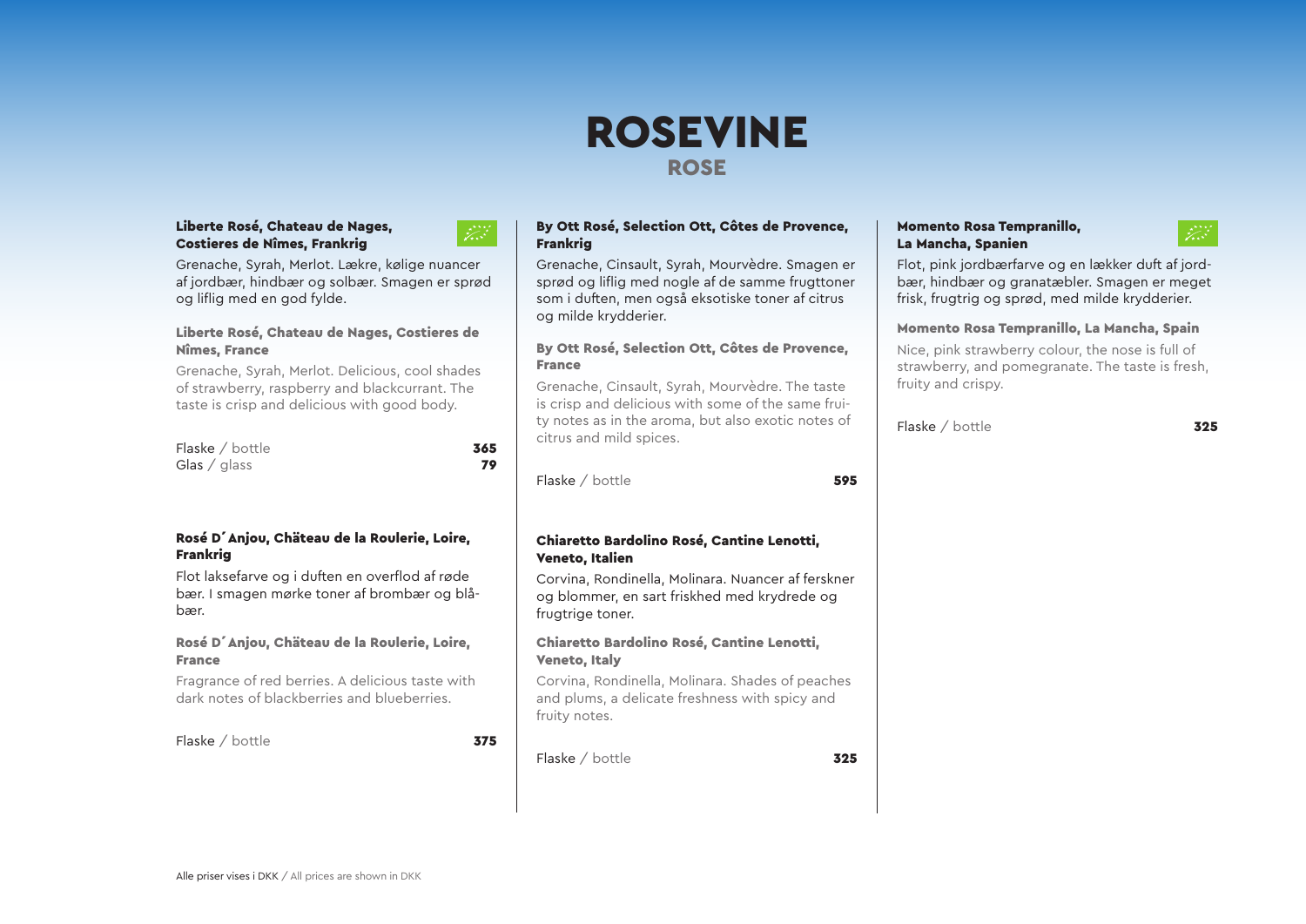# ROSEVINE

## ROSE

**Liberte Rosé, Chateau de Nages, Costieres de Nîmes, Frankrig**

Grenache, Syrah, Merlot. Lækre, kølige nuancer af jordbær, hindbær og solbær. Smagen er sprød og liflig med en god fylde.

**Liberte Rosé, Chateau de Nages, Costieres de Nîmes, France**

Grenache, Syrah, Merlot. Delicious, cool shades of strawberry, raspberry and blackcurrant. The taste is crisp and delicious with good body.

Flaske / bottle **365**
Glas / glass **79**

**Rosé D´Anjou, Chäteau de la Roulerie, Loire, Frankrig**

Flot laksefarve og i duften en overflod af røde bær. I smagen mørke toner af brombær og blåbær.

**Rosé D´Anjou, Chäteau de la Roulerie, Loire, France**

Fragrance of red berries. A delicious taste with dark notes of blackberries and blueberries.

Flaske / bottle **375**

**By Ott Rosé, Selection Ott, Côtes de Provence, Frankrig**

Grenache, Cinsault, Syrah, Mourvèdre. Smagen er sprød og liflig med nogle af de samme frugttoner som i duften, men også eksotiske toner af citrus og milde krydderier.

**By Ott Rosé, Selection Ott, Côtes de Provence, France**

Grenache, Cinsault, Syrah, Mourvèdre. The taste is crisp and delicious with some of the same fruity notes as in the aroma, but also exotic notes of citrus and mild spices.

Flaske / bottle **595**

**Chiaretto Bardolino Rosé, Cantine Lenotti, Veneto, Italien**

Corvina, Rondinella, Molinara. Nuancer af ferskner og blommer, en sart friskhed med krydrede og frugtrige toner.

**Chiaretto Bardolino Rosé, Cantine Lenotti, Veneto, Italy**

Corvina, Rondinella, Molinara. Shades of peaches and plums, a delicate freshness with spicy and fruity notes.

Flaske / bottle **325**

**Momento Rosa Tempranillo, La Mancha, Spanien**

Flot, pink jordbærfarve og en lækker duft af jordbær, hindbær og granatæbler. Smagen er meget frisk, frugtrig og sprød, med milde krydderier.

**Momento Rosa Tempranillo, La Mancha, Spain**

Nice, pink strawberry colour, the nose is full of strawberry, raspberry, and pomegranate. The taste is fresh, fruity and crispy.

Flaske / bottle **325**

Alle priser vises i DKK / All prices are shown in DKK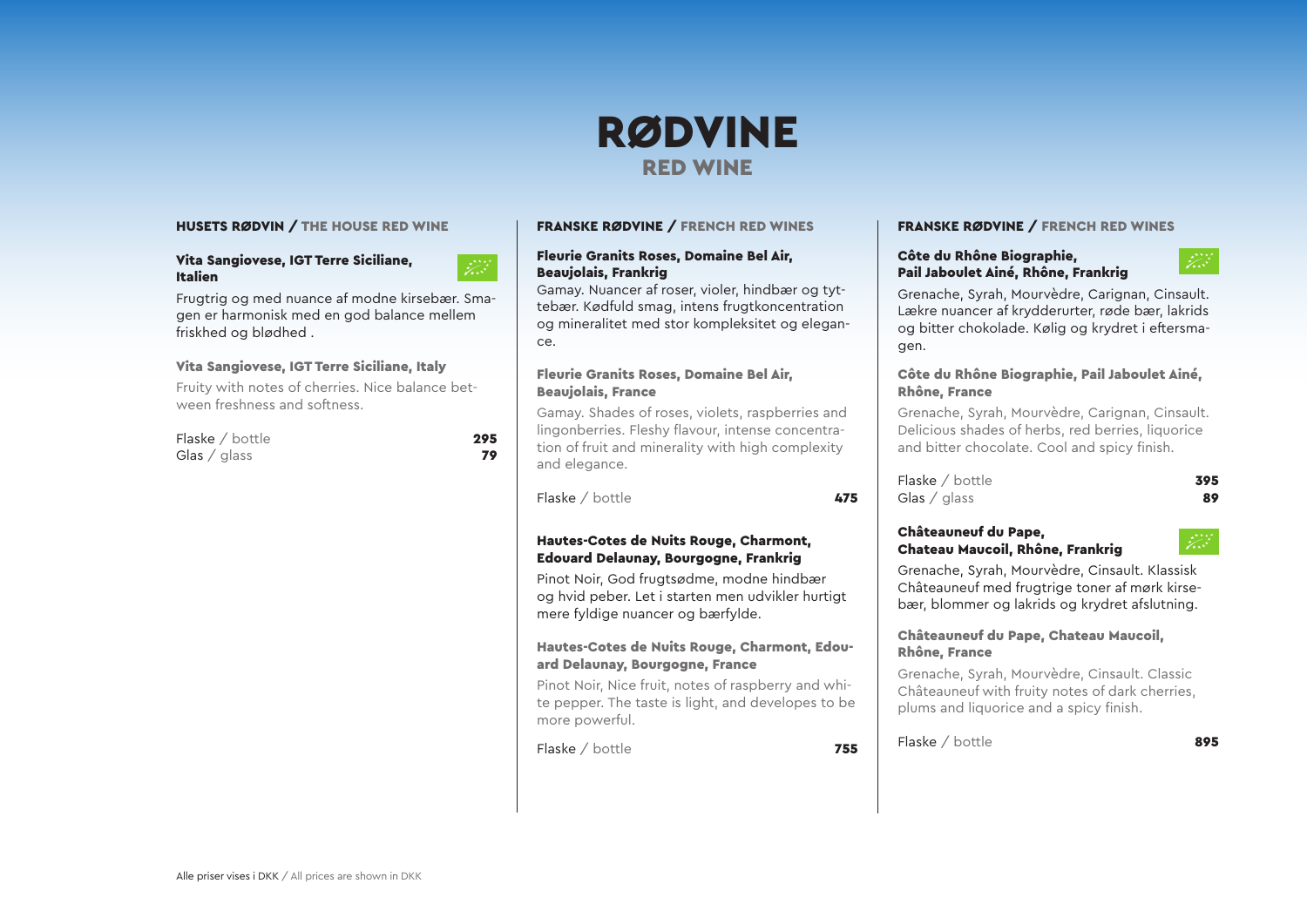# RØDVINE
## RED WINE

### HUSETS RØDVIN / THE HOUSE RED WINE

**Vita Sangiovese, IGT Terre Siciliane, Italien**

Frugtrig og med nuance af modne kirsebær. Smagen er harmonisk med en god balance mellem friskhed og blødhed .

**Vita Sangiovese, IGT Terre Siciliane, Italy**

Fruity with notes of cherries. Nice balance between freshness and softness.

| | |
|---|---|
| Flaske / bottle | **295** |
| Glas / glass | **79** |

### FRANSKE RØDVINE / FRENCH RED WINES

**Fleurie Granits Roses, Domaine Bel Air, Beaujolais, Frankrig**

Gamay. Nuancer af roser, violer, hindbær og tyttebær. Kødfuld smag, intens frugtkoncentration og mineralitet med stor kompleksitet og elegance.

**Fleurie Granits Roses, Domaine Bel Air, Beaujolais, France**

Gamay. Shades of roses, violets, raspberries and lingonberries. Fleshy flavour, intense concentration of fruit and minerality with high complexity and elegance.

| | |
|---|---|
| Flaske / bottle | **475** |

**Hautes-Cotes de Nuits Rouge, Charmont, Edouard Delaunay, Bourgogne, Frankrig**

Pinot Noir, God frugtsødme, modne hindbær og hvid peber. Let i starten men udvikler hurtigt mere fyldige nuancer og bærfylde.

**Hautes-Cotes de Nuits Rouge, Charmont, Edouard Delaunay, Bourgogne, France**

Pinot Noir, Nice fruit, notes of raspberry and white pepper. The taste is light, and developes to be more powerful.

| | |
|---|---|
| Flaske / bottle | **755** |

### FRANSKE RØDVINE / FRENCH RED WINES

**Côte du Rhône Biographie, Pail Jaboulet Ainé, Rhône, Frankrig**

Grenache, Syrah, Mourvèdre, Carignan, Cinsault. Lækre nuancer af krydderurter, røde bær, lakrids og bitter chokolade. Kølig og krydret i eftersmagen.

**Côte du Rhône Biographie, Pail Jaboulet Ainé, Rhône, France**

Grenache, Syrah, Mourvèdre, Carignan, Cinsault. Delicious shades of herbs, red berries, liquorice and bitter chocolate. Cool and spicy finish.

| | |
|---|---|
| Flaske / bottle | **395** |
| Glas / glass | **89** |

**Châteauneuf du Pape, Chateau Maucoil, Rhône, Frankrig**

Grenache, Syrah, Mourvèdre, Cinsault. Klassisk Châteauneuf med frugtrige toner af mørk kirsebær, blommer og lakrids og krydret afslutning.

**Châteauneuf du Pape, Chateau Maucoil, Rhône, France**

Grenache, Syrah, Mourvèdre, Cinsault. Classic Châteauneuf with fruity notes of dark cherries, plums and liquorice and a spicy finish.

| | |
|---|---|
| Flaske / bottle | **895** |

Alle priser vises i DKK / All prices are shown in DKK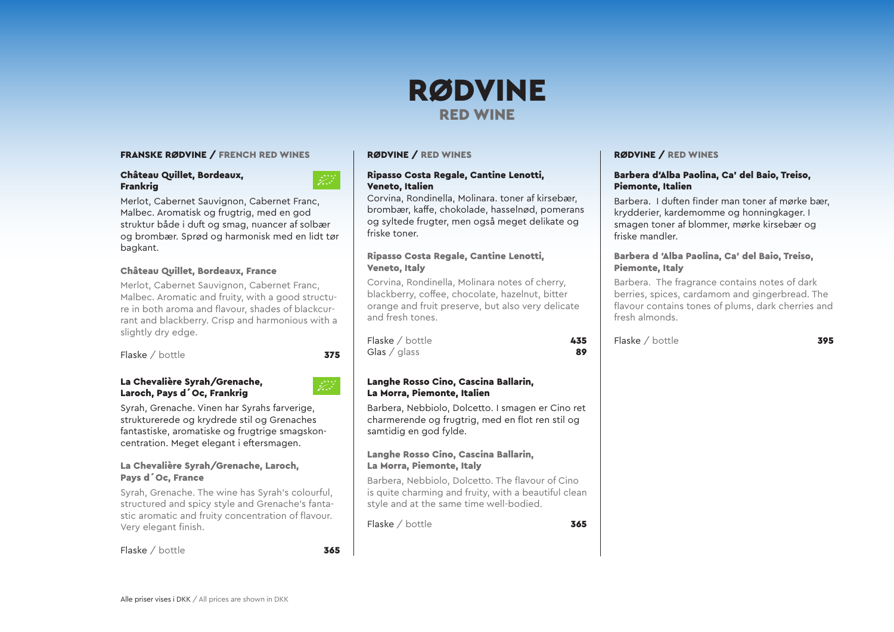// Wine list page

# RØDVINE
## RED WINE

### FRANSKE RØDVINE / FRENCH RED WINES

**Château Quillet, Bordeaux, Frankrig**

Merlot, Cabernet Sauvignon, Cabernet Franc, Malbec. Aromatisk og frugtrig, med en god struktur både i duft og smag, nuancer af solbær og brombær. Sprød og harmonisk med en lidt tør bagkant.

**Château Quillet, Bordeaux, France**

Merlot, Cabernet Sauvignon, Cabernet Franc, Malbec. Aromatic and fruity, with a good structure in both aroma and flavour, shades of blackcurrant and blackberry. Crisp and harmonious with a slightly dry edge.

Flaske / bottle **375**

**La Chevalière Syrah/Grenache, Laroch, Pays d´Oc, Frankrig**

Syrah, Grenache. Vinen har Syrahs farverige, strukturerede og krydrede stil og Grenaches fantastiske, aromatiske og frugtrige smagskoncentration. Meget elegant i eftersmagen.

**La Chevalière Syrah/Grenache, Laroch, Pays d´Oc, France**

Syrah, Grenache. The wine has Syrah's colourful, structured and spicy style and Grenache's fantastic aromatic and fruity concentration of flavour. Very elegant finish.

Flaske / bottle **365**

### RØDVINE / RED WINES

**Ripasso Costa Regale, Cantine Lenotti, Veneto, Italien**

Corvina, Rondinella, Molinara. toner af kirsebær, brombær, kaffe, chokolade, hasselnød, pomerans og syltede frugter, men også meget delikate og friske toner.

**Ripasso Costa Regale, Cantine Lenotti, Veneto, Italy**

Corvina, Rondinella, Molinara notes of cherry, blackberry, coffee, chocolate, hazelnut, bitter orange and fruit preserve, but also very delicate and fresh tones.

Flaske / bottle **435**
Glas / glass **89**

**Langhe Rosso Cino, Cascina Ballarin, La Morra, Piemonte, Italien**

Barbera, Nebbiolo, Dolcetto. I smagen er Cino ret charmerende og frugtig, med en flot ren stil og samtidig en god fylde.

**Langhe Rosso Cino, Cascina Ballarin, La Morra, Piemonte, Italy**

Barbera, Nebbiolo, Dolcetto. The flavour of Cino is quite charming and fruity, with a beautiful clean style and at the same time well-bodied.

Flaske / bottle **365**

### RØDVINE / RED WINES

**Barbera d'Alba Paolina, Ca' del Baio, Treiso, Piemonte, Italien**

Barbera. I duften finder man toner af mørke bær, krydderier, kardemomme og honningkager. I smagen toner af blommer, mørke kirsebær og friske mandler.

**Barbera d 'Alba Paolina, Ca' del Baio, Treiso, Piemonte, Italy**

Barbera. The fragrance contains notes of dark berries, spices, cardamom and gingerbread. The flavour contains tones of plums, dark cherries and fresh almonds.

Flaske / bottle **395**

Alle priser vises i DKK / All prices are shown in DKK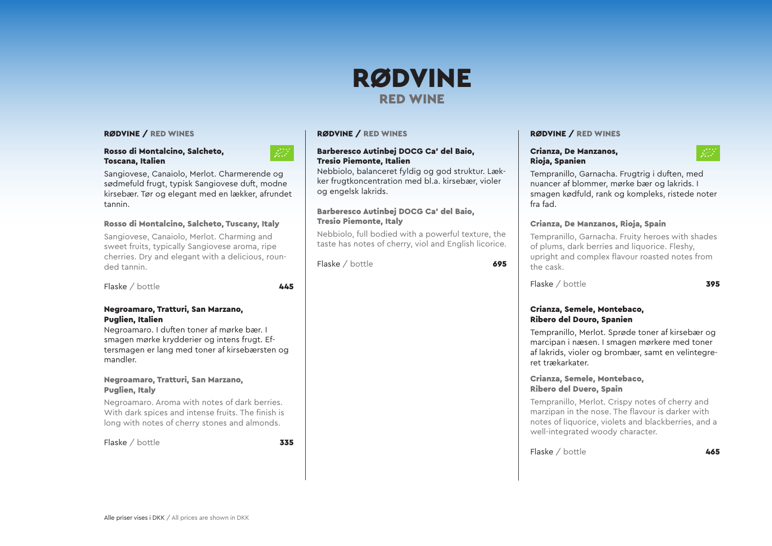# RØDVINE

## RED WINE

### RØDVINE / RED WINES

**Rosso di Montalcino, Salcheto, Toscana, Italien**

Sangiovese, Canaiolo, Merlot. Charmerende og sødmefuld frugt, typisk Sangiovese duft, modne kirsebær. Tør og elegant med en lækker, afrundet tannin.

**Rosso di Montalcino, Salcheto, Tuscany, Italy**

Sangiovese, Canaiolo, Merlot. Charming and sweet fruits, typically Sangiovese aroma, ripe cherries. Dry and elegant with a delicious, rounded tannin.

Flaske / bottle **445**

**Negroamaro, Tratturi, San Marzano, Puglien, Italien**

Negroamaro. I duften toner af mørke bær. I smagen mørke krydderier og intens frugt. Eftersmagen er lang med toner af kirsebærsten og mandler.

**Negroamaro, Tratturi, San Marzano, Puglien, Italy**

Negroamaro. Aroma with notes of dark berries. With dark spices and intense fruits. The finish is long with notes of cherry stones and almonds.

Flaske / bottle **335**

### RØDVINE / RED WINES

**Barberesco Autinbej DOCG Ca' del Baio, Tresio Piemonte, Italien**

Nebbiolo, balanceret fyldig og god struktur. Lækker frugtkoncentration med bl.a. kirsebær, violer og engelsk lakrids.

**Barberesco Autinbej DOCG Ca' del Baio, Tresio Piemonte, Italy**

Nebbiolo, full bodied with a powerful texture, the taste has notes of cherry, viol and English licorice.

Flaske / bottle **695**

### RØDVINE / RED WINES

**Crianza, De Manzanos, Rioja, Spanien**

Tempranillo, Garnacha. Frugtrig i duften, med nuancer af blommer, mørke bær og lakrids. I smagen kødfuld, rank og kompleks, ristede noter fra fad.

**Crianza, De Manzanos, Rioja, Spain**

Tempranillo, Garnacha. Fruity heroes with shades of plums, dark berries and liquorice. Fleshy, upright and complex flavour roasted notes from the cask.

Flaske / bottle **395**

**Crianza, Semele, Montebaco, Ribero del Douro, Spanien**

Tempranillo, Merlot. Sprøde toner af kirsebær og marcipan i næsen. I smagen mørkere med toner af lakrids, violer og brombær, samt en velintegreret trækarkater.

**Crianza, Semele, Montebaco, Ribero del Duero, Spain**

Tempranillo, Merlot. Crispy notes of cherry and marzipan in the nose. The flavour is darker with notes of liquorice, violets and blackberries, and a well-integrated woody character.

Flaske / bottle **465**

Alle priser vises i DKK / All prices are shown in DKK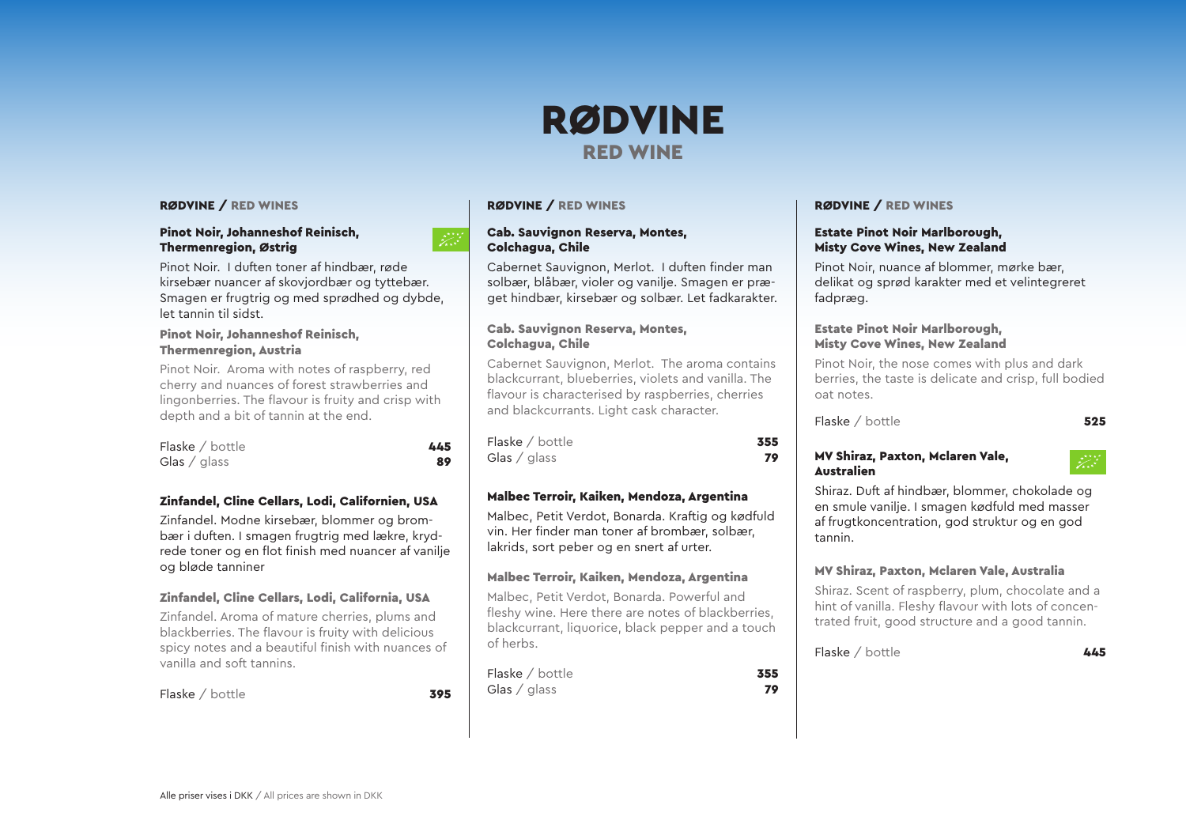# RØDVINE
## RED WINE

### RØDVINE / RED WINES

**Pinot Noir, Johanneshof Reinisch, Thermenregion, Østrig**

Pinot Noir. I duften toner af hindbær, røde kirsebær nuancer af skovjordbær og tyttebær. Smagen er frugtrig og med sprødhed og dybde, let tannin til sidst.

**Pinot Noir, Johanneshof Reinisch, Thermenregion, Austria**

Pinot Noir. Aroma with notes of raspberry, red cherry and nuances of forest strawberries and lingonberries. The flavour is fruity and crisp with depth and a bit of tannin at the end.

| | |
|---|---|
| Flaske / bottle | **445** |
| Glas / glass | **89** |

**Zinfandel, Cline Cellars, Lodi, Californien, USA**

Zinfandel. Modne kirsebær, blommer og brombær i duften. I smagen frugtrig med lækre, krydrede toner og en flot finish med nuancer af vanilje og bløde tanniner

**Zinfandel, Cline Cellars, Lodi, California, USA**

Zinfandel. Aroma of mature cherries, plums and blackberries. The flavour is fruity with delicious spicy notes and a beautiful finish with nuances of vanilla and soft tannins.

| | |
|---|---|
| Flaske / bottle | **395** |

### RØDVINE / RED WINES

**Cab. Sauvignon Reserva, Montes, Colchagua, Chile**

Cabernet Sauvignon, Merlot. I duften finder man solbær, blåbær, violer og vanilje. Smagen er præget hindbær, kirsebær og solbær. Let fadkarakter.

**Cab. Sauvignon Reserva, Montes, Colchagua, Chile**

Cabernet Sauvignon, Merlot. The aroma contains blackcurrant, blueberries, violets and vanilla. The flavour is characterised by raspberries, cherries and blackcurrants. Light cask character.

| | |
|---|---|
| Flaske / bottle | **355** |
| Glas / glass | **79** |

**Malbec Terroir, Kaiken, Mendoza, Argentina**

Malbec, Petit Verdot, Bonarda. Kraftig og kødfuld vin. Her finder man toner af brombær, solbær, lakrids, sort peber og en snert af urter.

**Malbec Terroir, Kaiken, Mendoza, Argentina**

Malbec, Petit Verdot, Bonarda. Powerful and fleshy wine. Here there are notes of blackberries, blackcurrant, liquorice, black pepper and a touch of herbs.

| | |
|---|---|
| Flaske / bottle | **355** |
| Glas / glass | **79** |

### RØDVINE / RED WINES

**Estate Pinot Noir Marlborough, Misty Cove Wines, New Zealand**

Pinot Noir, nuance af blommer, mørke bær, delikat og sprød karakter med et velintegreret fadpræg.

**Estate Pinot Noir Marlborough, Misty Cove Wines, New Zealand**

Pinot Noir, the nose comes with plus and dark berries, the taste is delicate and crisp, full bodied oat notes.

| | |
|---|---|
| Flaske / bottle | **525** |

**MV Shiraz, Paxton, Mclaren Vale, Australien**

Shiraz. Duft af hindbær, blommer, chokolade og en smule vanilje. I smagen kødfuld med masser af frugtkoncentration, god struktur og en god tannin.

**MV Shiraz, Paxton, Mclaren Vale, Australia**

Shiraz. Scent of raspberry, plum, chocolate and a hint of vanilla. Fleshy flavour with lots of concentrated fruit, good structure and a good tannin.

| | |
|---|---|
| Flaske / bottle | **445** |

Alle priser vises i DKK / All prices are shown in DKK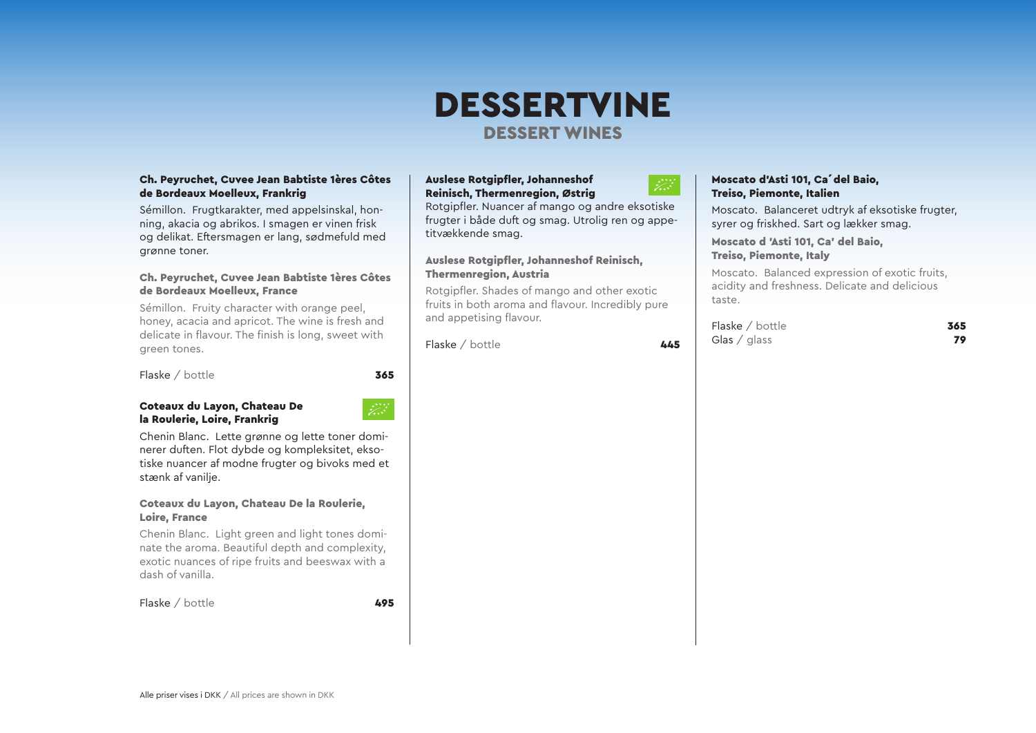# DESSERTVINE
## DESSERT WINES

**Ch. Peyruchet, Cuvee Jean Babtiste 1ères Côtes de Bordeaux Moelleux, Frankrig**

Sémillon. Frugtkarakter, med appelsinskal, honning, akacia og abrikos. I smagen er vinen frisk og delikat. Eftersmagen er lang, sødmefuld med grønne toner.

**Ch. Peyruchet, Cuvee Jean Babtiste 1ères Côtes de Bordeaux Moelleux, France**

Sémillon. Fruity character with orange peel, honey, acacia and apricot. The wine is fresh and delicate in flavour. The finish is long, sweet with green tones.

Flaske / bottle **365**

**Coteaux du Layon, Chateau De la Roulerie, Loire, Frankrig**

Chenin Blanc. Lette grønne og lette toner dominerer duften. Flot dybde og kompleksitet, eksotiske nuancer af modne frugter og bivoks med et stænk af vanilje.

**Coteaux du Layon, Chateau De la Roulerie, Loire, France**

Chenin Blanc. Light green and light tones dominate the aroma. Beautiful depth and complexity, exotic nuances of ripe fruits and beeswax with a dash of vanilla.

Flaske / bottle **495**

**Auslese Rotgipfler, Johanneshof Reinisch, Thermenregion, Østrig**

Rotgipfler. Nuancer af mango og andre eksotiske frugter i både duft og smag. Utrolig ren og appetitvækkende smag.

**Auslese Rotgipfler, Johanneshof Reinisch, Thermenregion, Austria**

Rotgipfler. Shades of mango and other exotic fruits in both aroma and flavour. Incredibly pure and appetising flavour.

Flaske / bottle **445**

**Moscato d'Asti 101, Ca´del Baio, Treiso, Piemonte, Italien**

Moscato. Balanceret udtryk af eksotiske frugter, syrer og friskhed. Sart og lækker smag.

**Moscato d 'Asti 101, Ca' del Baio, Treiso, Piemonte, Italy**

Moscato. Balanced expression of exotic fruits, acidity and freshness. Delicate and delicious taste.

Flaske / bottle **365**
Glas / glass **79**

Alle priser vises i DKK / All prices are shown in DKK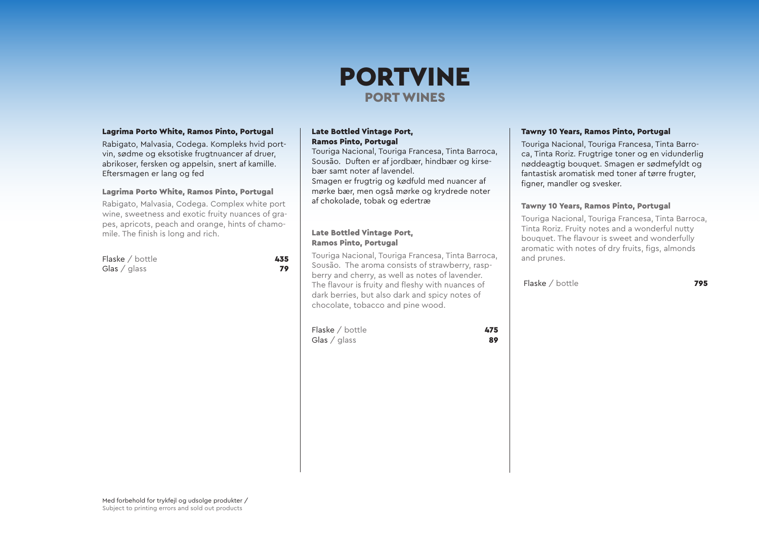# PORTVINE

## PORT WINES

**Lagrima Porto White, Ramos Pinto, Portugal**

Rabigato, Malvasia, Codega. Kompleks hvid portvin, sødme og eksotiske frugtnuancer af druer, abrikoser, fersken og appelsin, snert af kamille. Eftersmagen er lang og fed

**Lagrima Porto White, Ramos Pinto, Portugal**

Rabigato, Malvasia, Codega. Complex white port wine, sweetness and exotic fruity nuances of grapes, apricots, peach and orange, hints of chamomile. The finish is long and rich.

| | |
|---|---|
| Flaske / bottle | **435** |
| Glas / glass | **79** |

**Late Bottled Vintage Port, Ramos Pinto, Portugal**

Touriga Nacional, Touriga Francesa, Tinta Barroca, Sousão. Duften er af jordbær, hindbær og kirsebær samt noter af lavendel.
Smagen er frugtrig og kødfuld med nuancer af mørke bær, men også mørke og krydrede noter af chokolade, tobak og edertræ

**Late Bottled Vintage Port, Ramos Pinto, Portugal**

Touriga Nacional, Touriga Francesa, Tinta Barroca, Sousão. The aroma consists of strawberry, raspberry and cherry, as well as notes of lavender. The flavour is fruity and fleshy with nuances of dark berries, but also dark and spicy notes of chocolate, tobacco and pine wood.

| | |
|---|---|
| Flaske / bottle | **475** |
| Glas / glass | **89** |

**Tawny 10 Years, Ramos Pinto, Portugal**

Touriga Nacional, Touriga Francesa, Tinta Barroca, Tinta Roriz. Frugtrige toner og en vidunderlig nøddeagtig bouquet. Smagen er sødmefyldt og fantastisk aromatisk med toner af tørre frugter, figner, mandler og svesker.

**Tawny 10 Years, Ramos Pinto, Portugal**

Touriga Nacional, Touriga Francesa, Tinta Barroca, Tinta Roriz. Fruity notes and a wonderful nutty bouquet. The flavour is sweet and wonderfully aromatic with notes of dry fruits, figs, almonds and prunes.

| | |
|---|---|
| Flaske / bottle | **795** |

Med forbehold for trykfejl og udsolge produkter /
Subject to printing errors and sold out products